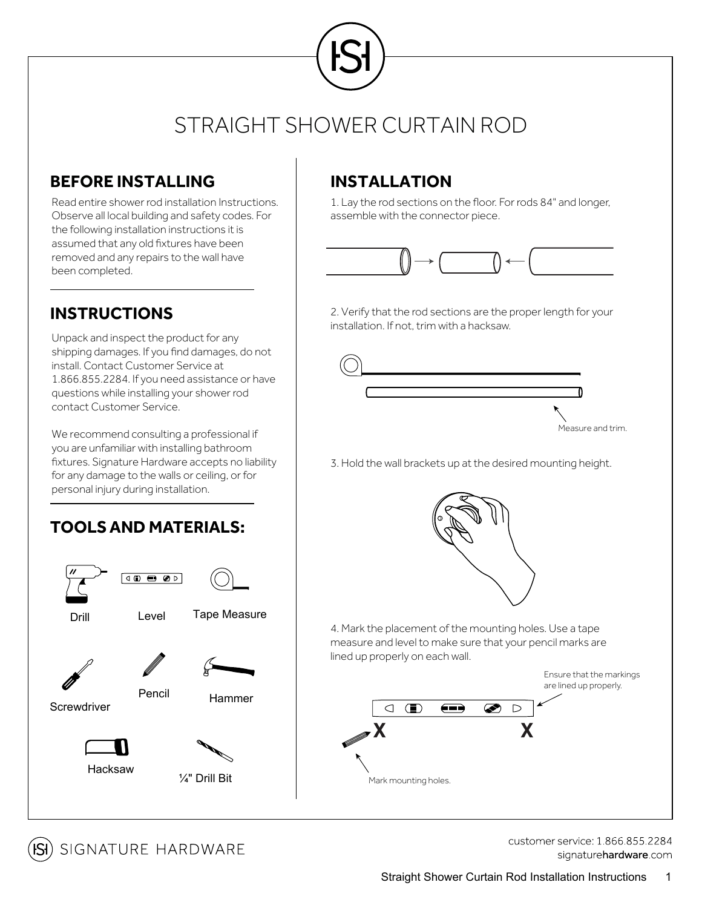# STRAIGHT SHOWER CURTAIN ROD

## BEFORE INSTALLING

Read entire shower rod installation Instructions. Observe all local building and safety codes. For the following installation instructions it is assumed that any old fixtures have been removed and any repairs to the wall have been completed.

## INSTRUCTIONS

Unpack and inspect the product for any shipping damages. If you find damages, do not install. Contact Customer Service at 1.866.855.2284. If you need assistance or have questions while installing your shower rod contact Customer Service.

We recommend consulting a professional if you are unfamiliar with installing bathroom fixtures. Signature Hardware accepts no liability for any damage to the walls or ceiling, or for personal injury during installation.

## TOOLS AND MATERIALS:

Drill

Level

Tape Measure

Screwdriver

Pencil

Hammer

Hacksaw

¼" Drill Bit

## INSTALLATION

1. Lay the rod sections on the floor. For rods 84" and longer, assemble with the connector piece.

2. Verify that the rod sections are the proper length for your installation. If not, trim with a hacksaw.

Measure and trim.

3. Hold the wall brackets up at the desired mounting height.

4. Mark the placement of the mounting holes. Use a tape measure and level to make sure that your pencil marks are lined up properly on each wall.

Ensure that the markings are lined up properly.

X X

Mark mounting holes.

SIGNATURE HARDWARE

customer service: 1.866.855.2284
signaturehardware.com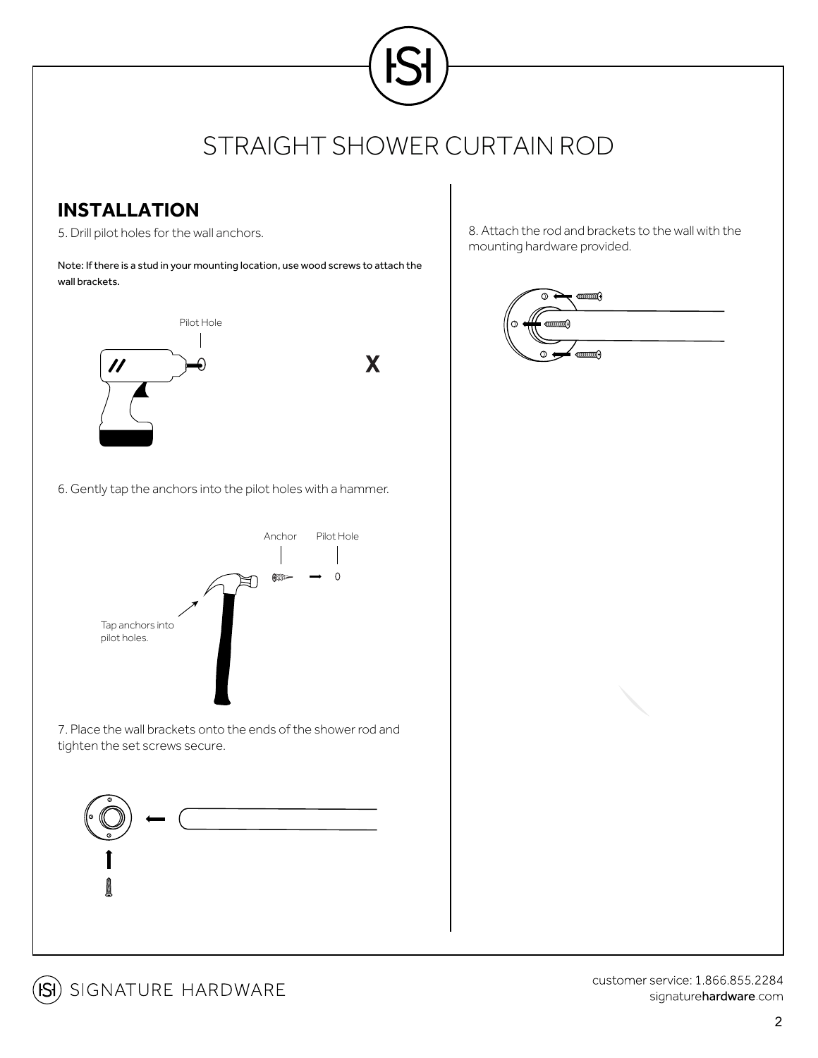# STRAIGHT SHOWER CURTAIN ROD

## INSTALLATION

5. Drill pilot holes for the wall anchors.

Note: If there is a stud in your mounting location, use wood screws to attach the wall brackets.

Pilot Hole

X

6. Gently tap the anchors into the pilot holes with a hammer.

Anchor

Pilot Hole

Tap anchors into pilot holes.

7. Place the wall brackets onto the ends of the shower rod and tighten the set screws secure.

8. Attach the rod and brackets to the wall with the mounting hardware provided.